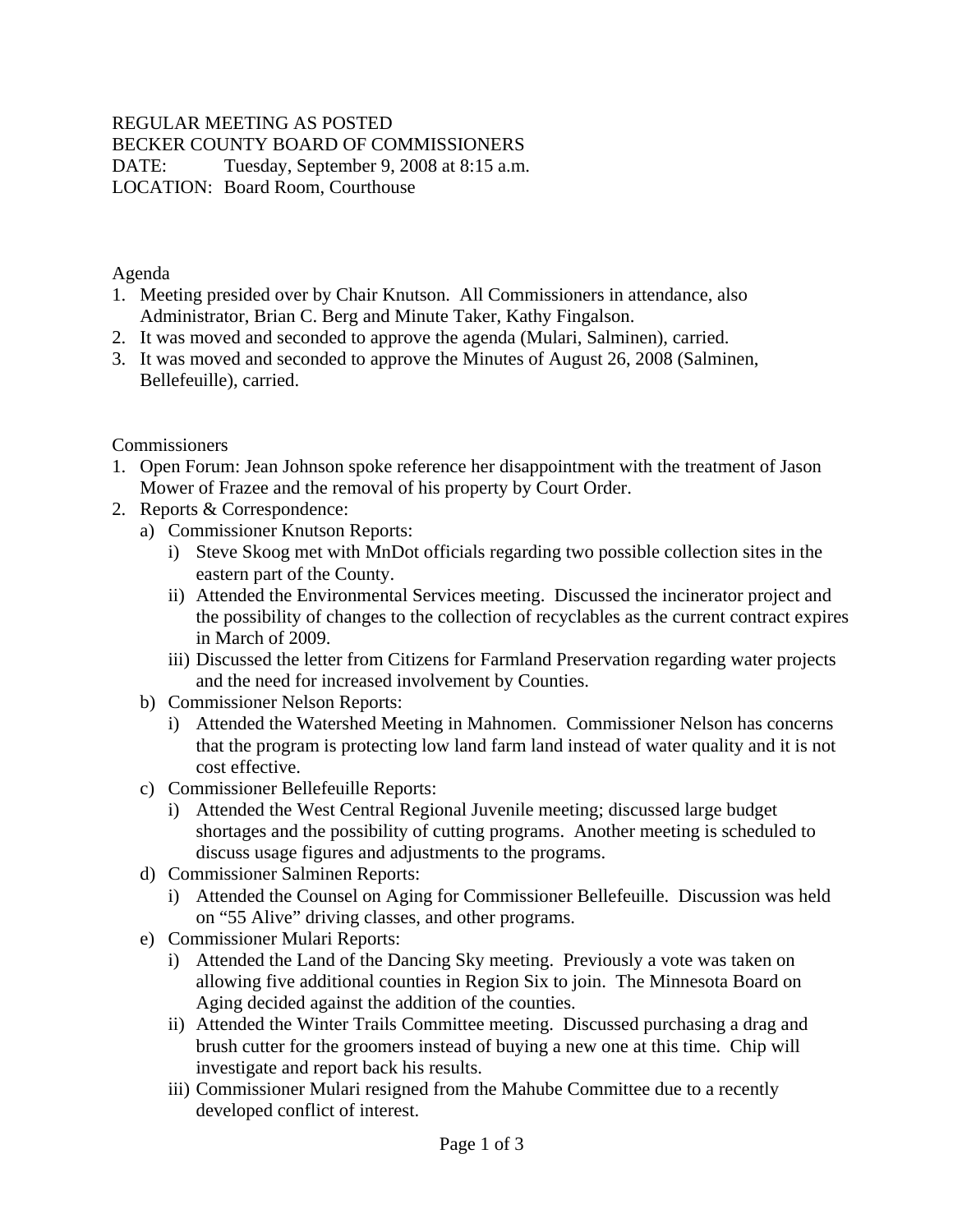REGULAR MEETING AS POSTED
BECKER COUNTY BOARD OF COMMISSIONERS
DATE: Tuesday, September 9, 2008 at 8:15 a.m.
LOCATION: Board Room, Courthouse

Agenda

1. Meeting presided over by Chair Knutson. All Commissioners in attendance, also Administrator, Brian C. Berg and Minute Taker, Kathy Fingalson.
2. It was moved and seconded to approve the agenda (Mulari, Salminen), carried.
3. It was moved and seconded to approve the Minutes of August 26, 2008 (Salminen, Bellefeuille), carried.

Commissioners

1. Open Forum: Jean Johnson spoke reference her disappointment with the treatment of Jason Mower of Frazee and the removal of his property by Court Order.
2. Reports & Correspondence:
   a) Commissioner Knutson Reports:
      i) Steve Skoog met with MnDot officials regarding two possible collection sites in the eastern part of the County.
      ii) Attended the Environmental Services meeting. Discussed the incinerator project and the possibility of changes to the collection of recyclables as the current contract expires in March of 2009.
      iii) Discussed the letter from Citizens for Farmland Preservation regarding water projects and the need for increased involvement by Counties.
   b) Commissioner Nelson Reports:
      i) Attended the Watershed Meeting in Mahnomen. Commissioner Nelson has concerns that the program is protecting low land farm land instead of water quality and it is not cost effective.
   c) Commissioner Bellefeuille Reports:
      i) Attended the West Central Regional Juvenile meeting; discussed large budget shortages and the possibility of cutting programs. Another meeting is scheduled to discuss usage figures and adjustments to the programs.
   d) Commissioner Salminen Reports:
      i) Attended the Counsel on Aging for Commissioner Bellefeuille. Discussion was held on "55 Alive" driving classes, and other programs.
   e) Commissioner Mulari Reports:
      i) Attended the Land of the Dancing Sky meeting. Previously a vote was taken on allowing five additional counties in Region Six to join. The Minnesota Board on Aging decided against the addition of the counties.
      ii) Attended the Winter Trails Committee meeting. Discussed purchasing a drag and brush cutter for the groomers instead of buying a new one at this time. Chip will investigate and report back his results.
      iii) Commissioner Mulari resigned from the Mahube Committee due to a recently developed conflict of interest.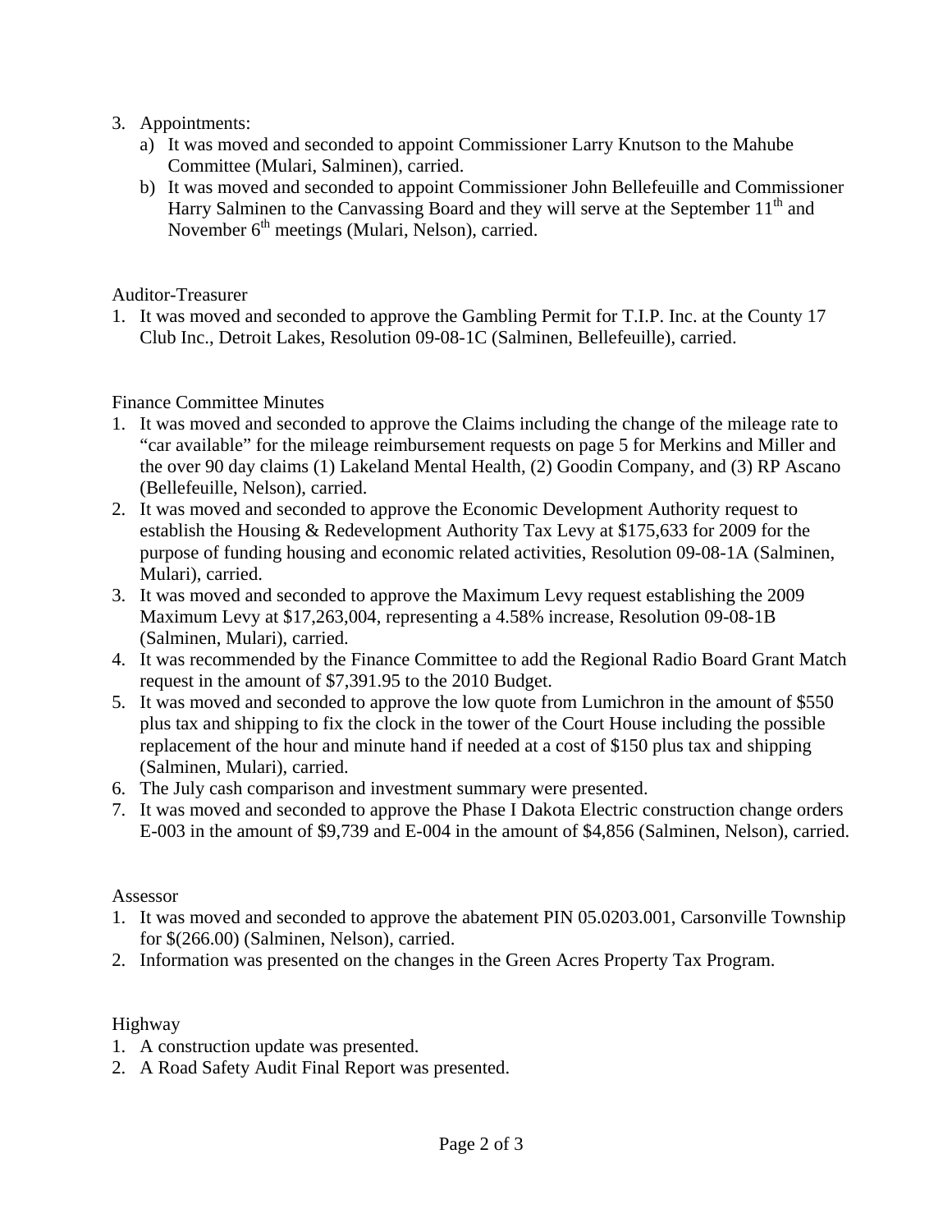3. Appointments:
   a) It was moved and seconded to appoint Commissioner Larry Knutson to the Mahube Committee (Mulari, Salminen), carried.
   b) It was moved and seconded to appoint Commissioner John Bellefeuille and Commissioner Harry Salminen to the Canvassing Board and they will serve at the September 11th and November 6th meetings (Mulari, Nelson), carried.

Auditor-Treasurer

1. It was moved and seconded to approve the Gambling Permit for T.I.P. Inc. at the County 17 Club Inc., Detroit Lakes, Resolution 09-08-1C (Salminen, Bellefeuille), carried.

Finance Committee Minutes

1. It was moved and seconded to approve the Claims including the change of the mileage rate to "car available" for the mileage reimbursement requests on page 5 for Merkins and Miller and the over 90 day claims (1) Lakeland Mental Health, (2) Goodin Company, and (3) RP Ascano (Bellefeuille, Nelson), carried.
2. It was moved and seconded to approve the Economic Development Authority request to establish the Housing & Redevelopment Authority Tax Levy at $175,633 for 2009 for the purpose of funding housing and economic related activities, Resolution 09-08-1A (Salminen, Mulari), carried.
3. It was moved and seconded to approve the Maximum Levy request establishing the 2009 Maximum Levy at $17,263,004, representing a 4.58% increase, Resolution 09-08-1B (Salminen, Mulari), carried.
4. It was recommended by the Finance Committee to add the Regional Radio Board Grant Match request in the amount of $7,391.95 to the 2010 Budget.
5. It was moved and seconded to approve the low quote from Lumichron in the amount of $550 plus tax and shipping to fix the clock in the tower of the Court House including the possible replacement of the hour and minute hand if needed at a cost of $150 plus tax and shipping (Salminen, Mulari), carried.
6. The July cash comparison and investment summary were presented.
7. It was moved and seconded to approve the Phase I Dakota Electric construction change orders E-003 in the amount of $9,739 and E-004 in the amount of $4,856 (Salminen, Nelson), carried.

Assessor

1. It was moved and seconded to approve the abatement PIN 05.0203.001, Carsonville Township for $(266.00) (Salminen, Nelson), carried.
2. Information was presented on the changes in the Green Acres Property Tax Program.

Highway

1. A construction update was presented.
2. A Road Safety Audit Final Report was presented.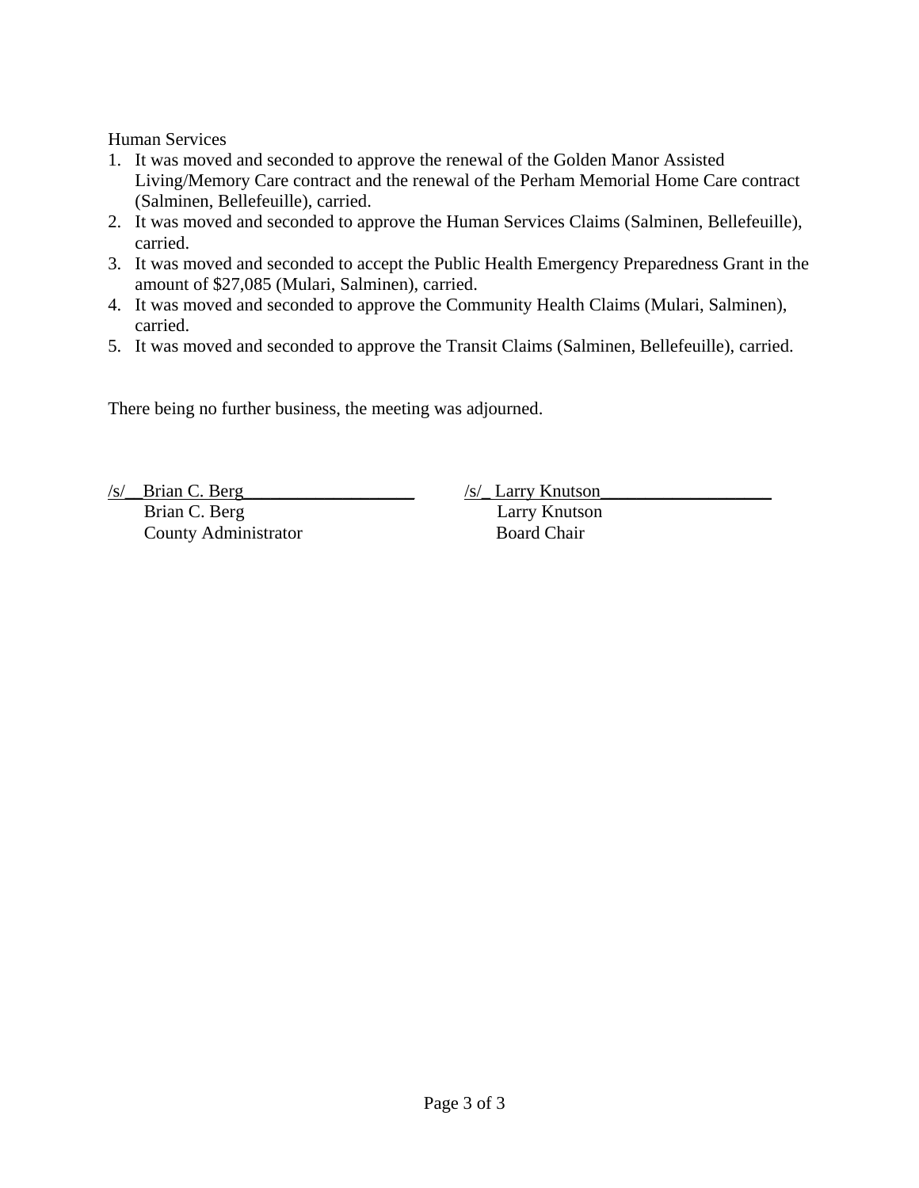Human Services

1. It was moved and seconded to approve the renewal of the Golden Manor Assisted Living/Memory Care contract and the renewal of the Perham Memorial Home Care contract (Salminen, Bellefeuille), carried.
2. It was moved and seconded to approve the Human Services Claims (Salminen, Bellefeuille), carried.
3. It was moved and seconded to accept the Public Health Emergency Preparedness Grant in the amount of $27,085 (Mulari, Salminen), carried.
4. It was moved and seconded to approve the Community Health Claims (Mulari, Salminen), carried.
5. It was moved and seconded to approve the Transit Claims (Salminen, Bellefeuille), carried.

There being no further business, the meeting was adjourned.

/s/__Brian C. Berg____________________
Brian C. Berg
County Administrator

/s/_ Larry Knutson____________________
Larry Knutson
Board Chair